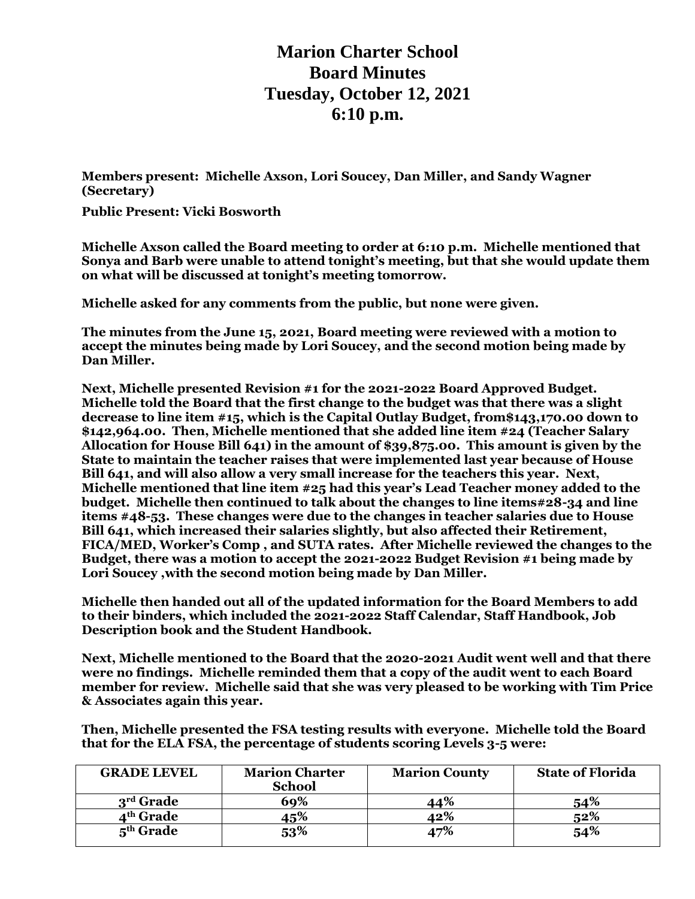# Marion Charter School
# Board Minutes
# Tuesday, October 12, 2021
# 6:10 p.m.

**Members present: Michelle Axson, Lori Soucey, Dan Miller, and Sandy Wagner (Secretary)**

**Public Present: Vicki Bosworth**

**Michelle Axson called the Board meeting to order at 6:10 p.m. Michelle mentioned that Sonya and Barb were unable to attend tonight's meeting, but that she would update them on what will be discussed at tonight's meeting tomorrow.**

**Michelle asked for any comments from the public, but none were given.**

**The minutes from the June 15, 2021, Board meeting were reviewed with a motion to accept the minutes being made by Lori Soucey, and the second motion being made by Dan Miller.**

**Next, Michelle presented Revision #1 for the 2021-2022 Board Approved Budget. Michelle told the Board that the first change to the budget was that there was a slight decrease to line item #15, which is the Capital Outlay Budget, from$143,170.00 down to $142,964.00. Then, Michelle mentioned that she added line item #24 (Teacher Salary Allocation for House Bill 641) in the amount of $39,875.00. This amount is given by the State to maintain the teacher raises that were implemented last year because of House Bill 641, and will also allow a very small increase for the teachers this year. Next, Michelle mentioned that line item #25 had this year's Lead Teacher money added to the budget. Michelle then continued to talk about the changes to line items#28-34 and line items #48-53. These changes were due to the changes in teacher salaries due to House Bill 641, which increased their salaries slightly, but also affected their Retirement, FICA/MED, Worker's Comp , and SUTA rates. After Michelle reviewed the changes to the Budget, there was a motion to accept the 2021-2022 Budget Revision #1 being made by Lori Soucey ,with the second motion being made by Dan Miller.**

**Michelle then handed out all of the updated information for the Board Members to add to their binders, which included the 2021-2022 Staff Calendar, Staff Handbook, Job Description book and the Student Handbook.**

**Next, Michelle mentioned to the Board that the 2020-2021 Audit went well and that there were no findings. Michelle reminded them that a copy of the audit went to each Board member for review. Michelle said that she was very pleased to be working with Tim Price & Associates again this year.**

**Then, Michelle presented the FSA testing results with everyone. Michelle told the Board that for the ELA FSA, the percentage of students scoring Levels 3-5 were:**

| GRADE LEVEL | Marion Charter School | Marion County | State of Florida |
|---|---|---|---|
| 3rd Grade | 69% | 44% | 54% |
| 4th Grade | 45% | 42% | 52% |
| 5th Grade | 53% | 47% | 54% |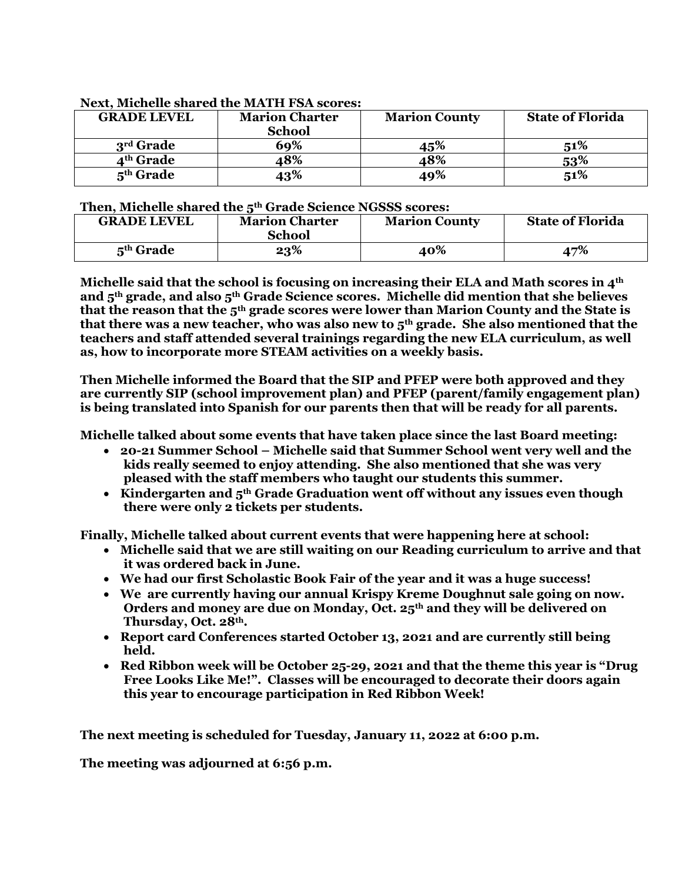**Next, Michelle shared the MATH FSA scores:**

| GRADE LEVEL | Marion Charter School | Marion County | State of Florida |
|---|---|---|---|
| 3rd Grade | 69% | 45% | 51% |
| 4th Grade | 48% | 48% | 53% |
| 5th Grade | 43% | 49% | 51% |

**Then, Michelle shared the 5th Grade Science NGSSS scores:**

| GRADE LEVEL | Marion Charter School | Marion County | State of Florida |
|---|---|---|---|
| 5th Grade | 23% | 40% | 47% |

**Michelle said that the school is focusing on increasing their ELA and Math scores in 4th and 5th grade, and also 5th Grade Science scores. Michelle did mention that she believes that the reason that the 5th grade scores were lower than Marion County and the State is that there was a new teacher, who was also new to 5th grade. She also mentioned that the teachers and staff attended several trainings regarding the new ELA curriculum, as well as, how to incorporate more STEAM activities on a weekly basis.**

**Then Michelle informed the Board that the SIP and PFEP were both approved and they are currently SIP (school improvement plan) and PFEP (parent/family engagement plan) is being translated into Spanish for our parents then that will be ready for all parents.**

**Michelle talked about some events that have taken place since the last Board meeting:**

- **20-21 Summer School – Michelle said that Summer School went very well and the kids really seemed to enjoy attending. She also mentioned that she was very pleased with the staff members who taught our students this summer.**
- **Kindergarten and 5th Grade Graduation went off without any issues even though there were only 2 tickets per students.**

**Finally, Michelle talked about current events that were happening here at school:**

- **Michelle said that we are still waiting on our Reading curriculum to arrive and that it was ordered back in June.**
- **We had our first Scholastic Book Fair of the year and it was a huge success!**
- **We are currently having our annual Krispy Kreme Doughnut sale going on now. Orders and money are due on Monday, Oct. 25th and they will be delivered on Thursday, Oct. 28th.**
- **Report card Conferences started October 13, 2021 and are currently still being held.**
- **Red Ribbon week will be October 25-29, 2021 and that the theme this year is "Drug Free Looks Like Me!". Classes will be encouraged to decorate their doors again this year to encourage participation in Red Ribbon Week!**

**The next meeting is scheduled for Tuesday, January 11, 2022 at 6:00 p.m.**

**The meeting was adjourned at 6:56 p.m.**